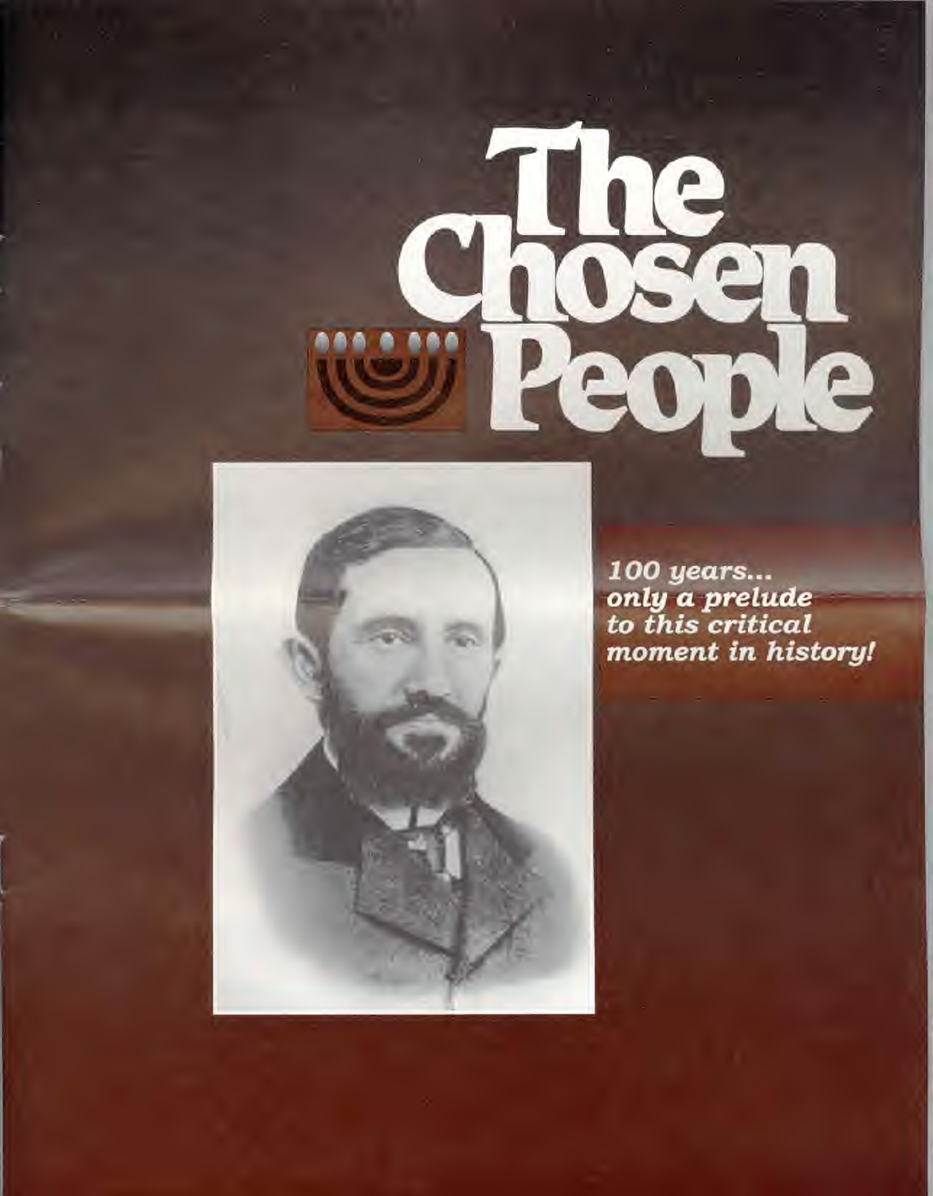# The Chosen People

*100 years... only a prelude to this critical moment in history!*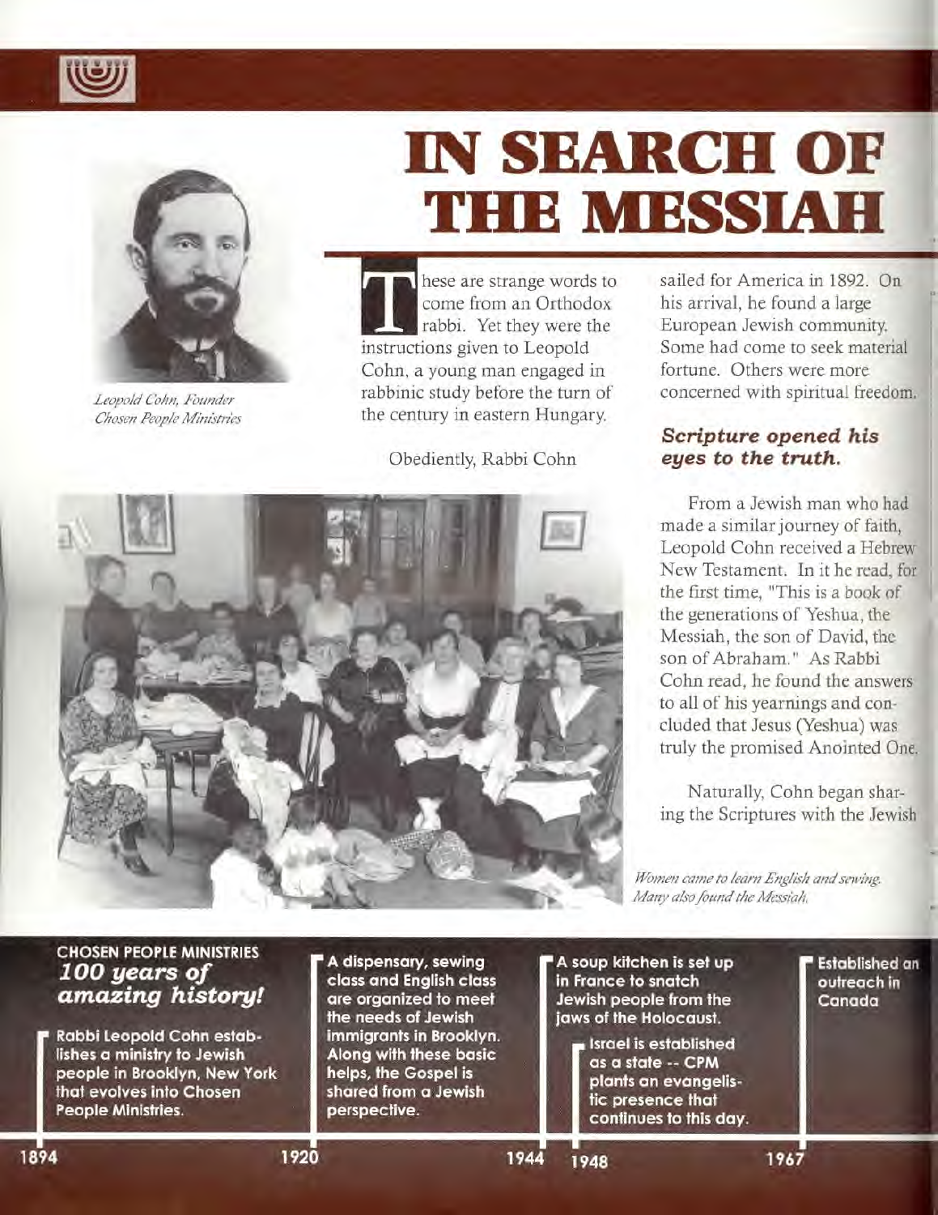# IN SEARCH OF THE MESSIAH

*Leopold Cohn, Founder Chosen People Ministries*

These are strange words to come from an Orthodox rabbi. Yet they were the instructions given to Leopold Cohn, a young man engaged in rabbinic study before the turn of the century in eastern Hungary.

Obediently, Rabbi Cohn sailed for America in 1892. On his arrival, he found a large European Jewish community. Some had come to seek material fortune. Others were more concerned with spiritual freedom.

### *Scripture opened his eyes to the truth.*

From a Jewish man who had made a similar journey of faith, Leopold Cohn received a Hebrew New Testament. In it he read, for the first time, "This is a book of the generations of Yeshua, the Messiah, the son of David, the son of Abraham." As Rabbi Cohn read, he found the answers to all of his yearnings and concluded that Jesus (Yeshua) was truly the promised Anointed One.

Naturally, Cohn began sharing the Scriptures with the Jewish

*Women came to learn English and sewing. Many also found the Messiah.*

**CHOSEN PEOPLE MINISTRIES**
***100 years of amazing history!***

- **1894** — Rabbi Leopold Cohn establishes a ministry to Jewish people in Brooklyn, New York that evolves into Chosen People Ministries.
- **1920** — A dispensary, sewing class and English class are organized to meet the needs of Jewish immigrants in Brooklyn. Along with these basic helps, the Gospel is shared from a Jewish perspective.
- **1944** — A soup kitchen is set up in France to snatch Jewish people from the jaws of the Holocaust.
- **1948** — Israel is established as a state -- CPM plants an evangelistic presence that continues to this day.
- **1967** — Established an outreach in Canada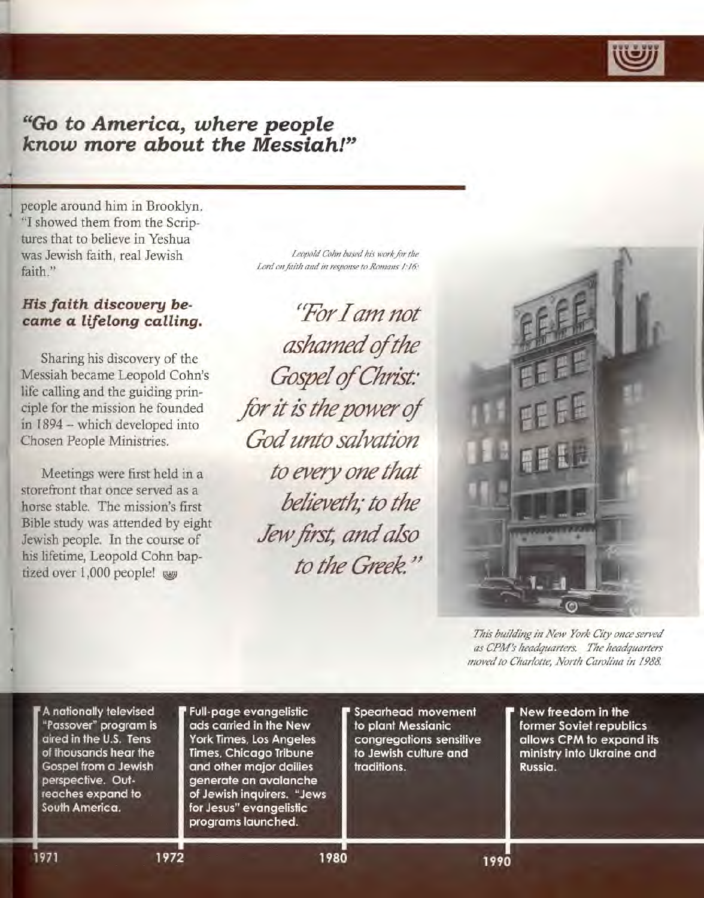## *"Go to America, where people know more about the Messiah!"*

people around him in Brooklyn. "I showed them from the Scriptures that to believe in Yeshua was Jewish faith, real Jewish faith."

### *His faith discovery became a lifelong calling.*

Sharing his discovery of the Messiah became Leopold Cohn's life calling and the guiding principle for the mission he founded in 1894 – which developed into Chosen People Ministries.

Meetings were first held in a storefront that once served as a horse stable. The mission's first Bible study was attended by eight Jewish people. In the course of his lifetime, Leopold Cohn baptized over 1,000 people!

*Leopold Cohn based his work for the Lord on faith and in response to Romans 1:16:*

*"For I am not ashamed of the Gospel of Christ: for it is the power of God unto salvation to every one that believeth; to the Jew first, and also to the Greek."*

*This building in New York City once served as CPM's headquarters. The headquarters moved to Charlotte, North Carolina in 1988.*

**1971** – A nationally televised "Passover" program is aired in the U.S. Tens of thousands hear the Gospel from a Jewish perspective. Outreaches expand to South America.

**1972** – Full-page evangelistic ads carried in the New York Times, Los Angeles Times, Chicago Tribune and other major dailies generate an avalanche of Jewish inquirers. "Jews for Jesus" evangelistic programs launched.

**1980** – Spearhead movement to plant Messianic congregations sensitive to Jewish culture and traditions.

**1990** – New freedom in the former Soviet republics allows CPM to expand its ministry into Ukraine and Russia.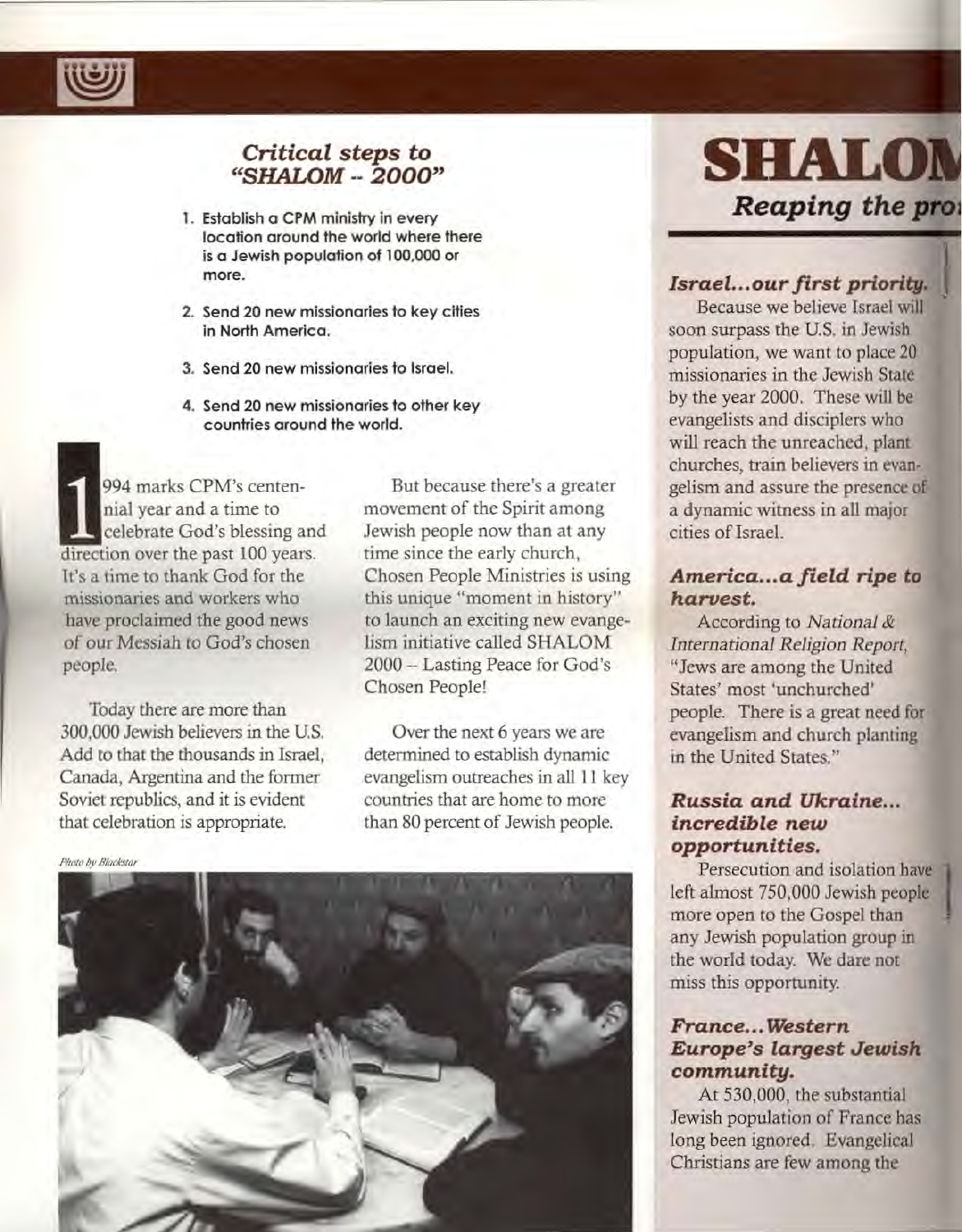## *Critical steps to "SHALOM – 2000"*

1. Establish a CPM ministry in every location around the world where there is a Jewish population of 100,000 or more.
2. Send 20 new missionaries to key cities in North America.
3. Send 20 new missionaries to Israel.
4. Send 20 new missionaries to other key countries around the world.

1994 marks CPM's centennial year and a time to celebrate God's blessing and direction over the past 100 years. It's a time to thank God for the missionaries and workers who have proclaimed the good news of our Messiah to God's chosen people.

Today there are more than 300,000 Jewish believers in the U.S. Add to that the thousands in Israel, Canada, Argentina and the former Soviet republics, and it is evident that celebration is appropriate.

But because there's a greater movement of the Spirit among Jewish people now than at any time since the early church, Chosen People Ministries is using this unique "moment in history" to launch an exciting new evangelism initiative called SHALOM 2000 – Lasting Peace for God's Chosen People!

Over the next 6 years we are determined to establish dynamic evangelism outreaches in all 11 key countries that are home to more than 80 percent of Jewish people.

*Photo by Blackstar*

# SHALOM

## *Reaping the pro*

### *Israel...our first priority.*

Because we believe Israel will soon surpass the U.S. in Jewish population, we want to place 20 missionaries in the Jewish State by the year 2000. These will be evangelists and disciplers who will reach the unreached, plant churches, train believers in evangelism and assure the presence of a dynamic witness in all major cities of Israel.

### *America...a field ripe to harvest.*

According to *National & International Religion Report*, "Jews are among the United States' most 'unchurched' people. There is a great need for evangelism and church planting in the United States."

### *Russia and Ukraine... incredible new opportunities.*

Persecution and isolation have left almost 750,000 Jewish people more open to the Gospel than any Jewish population group in the world today. We dare not miss this opportunity.

### *France...Western Europe's largest Jewish community.*

At 530,000, the substantial Jewish population of France has long been ignored. Evangelical Christians are few among the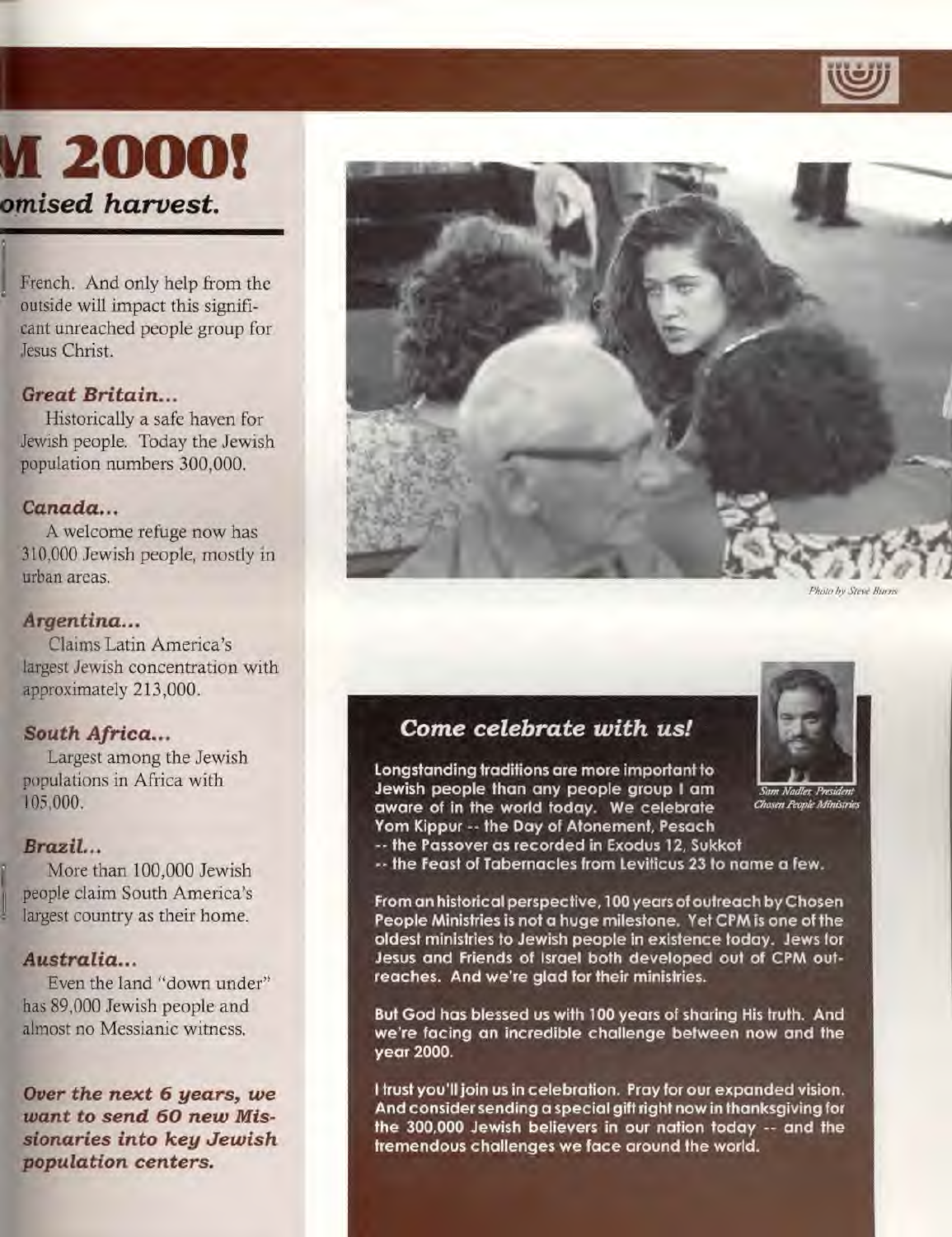# M 2000!

## *omised harvest.*

French. And only help from the outside will impact this significant unreached people group for Jesus Christ.

### *Great Britain...*

Historically a safe haven for Jewish people. Today the Jewish population numbers 300,000.

### *Canada...*

A welcome refuge now has 310,000 Jewish people, mostly in urban areas.

### *Argentina...*

Claims Latin America's largest Jewish concentration with approximately 213,000.

### *South Africa...*

Largest among the Jewish populations in Africa with 105,000.

### *Brazil...*

More than 100,000 Jewish people claim South America's largest country as their home.

### *Australia...*

Even the land "down under" has 89,000 Jewish people and almost no Messianic witness.

***Over the next 6 years, we want to send 60 new Missionaries into key Jewish population centers.***

*Photo by Steve Burns*

## *Come celebrate with us!*

*Sam Nadler, President Chosen People Ministries*

Longstanding traditions are more important to Jewish people than any people group I am aware of in the world today. We celebrate Yom Kippur -- the Day of Atonement, Pesach -- the Passover as recorded in Exodus 12, Sukkot -- the Feast of Tabernacles from Leviticus 23 to name a few.

From an historical perspective, 100 years of outreach by Chosen People Ministries is not a huge milestone. Yet CPM is one of the oldest ministries to Jewish people in existence today. Jews for Jesus and Friends of Israel both developed out of CPM outreaches. And we're glad for their ministries.

But God has blessed us with 100 years of sharing His truth. And we're facing an incredible challenge between now and the year 2000.

I trust you'll join us in celebration. Pray for our expanded vision. And consider sending a special gift right now in thanksgiving for the 300,000 Jewish believers in our nation today -- and the tremendous challenges we face around the world.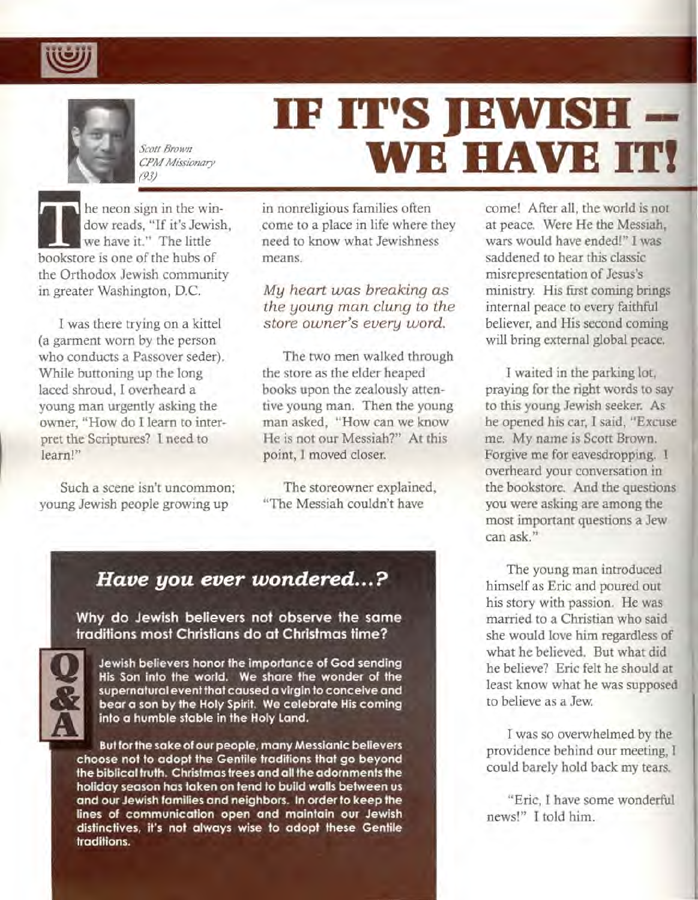*Scott Brown*
*CPM Missionary*
*(93)*

# IF IT'S JEWISH — WE HAVE IT!

The neon sign in the window reads, "If it's Jewish, we have it." The little bookstore is one of the hubs of the Orthodox Jewish community in greater Washington, D.C.

I was there trying on a kittel (a garment worn by the person who conducts a Passover seder). While buttoning up the long laced shroud, I overheard a young man urgently asking the owner, "How do I learn to interpret the Scriptures? I need to learn!"

Such a scene isn't uncommon; young Jewish people growing up in nonreligious families often come to a place in life where they need to know what Jewishness means.

*My heart was breaking as the young man clung to the store owner's every word.*

The two men walked through the store as the elder heaped books upon the zealously attentive young man. Then the young man asked, "How can we know He is not our Messiah?" At this point, I moved closer.

The storeowner explained, "The Messiah couldn't have come! After all, the world is not at peace. Were He the Messiah, wars would have ended!" I was saddened to hear this classic misrepresentation of Jesus's ministry. His first coming brings internal peace to every faithful believer, and His second coming will bring external global peace.

I waited in the parking lot, praying for the right words to say to this young Jewish seeker. As he opened his car, I said, "Excuse me. My name is Scott Brown. Forgive me for eavesdropping. I overheard your conversation in the bookstore. And the questions you were asking are among the most important questions a Jew can ask."

The young man introduced himself as Eric and poured out his story with passion. He was married to a Christian who said she would love him regardless of what he believed. But what did he believe? Eric felt he should at least know what he was supposed to believe as a Jew.

I was so overwhelmed by the providence behind our meeting, I could barely hold back my tears.

"Eric, I have some wonderful news!" I told him.

## *Have you ever wondered...?*

**Why do Jewish believers not observe the same traditions most Christians do at Christmas time?**

**Q & A**

**Jewish believers honor the importance of God sending His Son into the world. We share the wonder of the supernatural event that caused a virgin to conceive and bear a son by the Holy Spirit. We celebrate His coming into a humble stable in the Holy Land.**

**But for the sake of our people, many Messianic believers choose not to adopt the Gentile traditions that go beyond the biblical truth. Christmas trees and all the adornments the holiday season has taken on tend to build walls between us and our Jewish families and neighbors. In order to keep the lines of communication open and maintain our Jewish distinctives, it's not always wise to adopt these Gentile traditions.**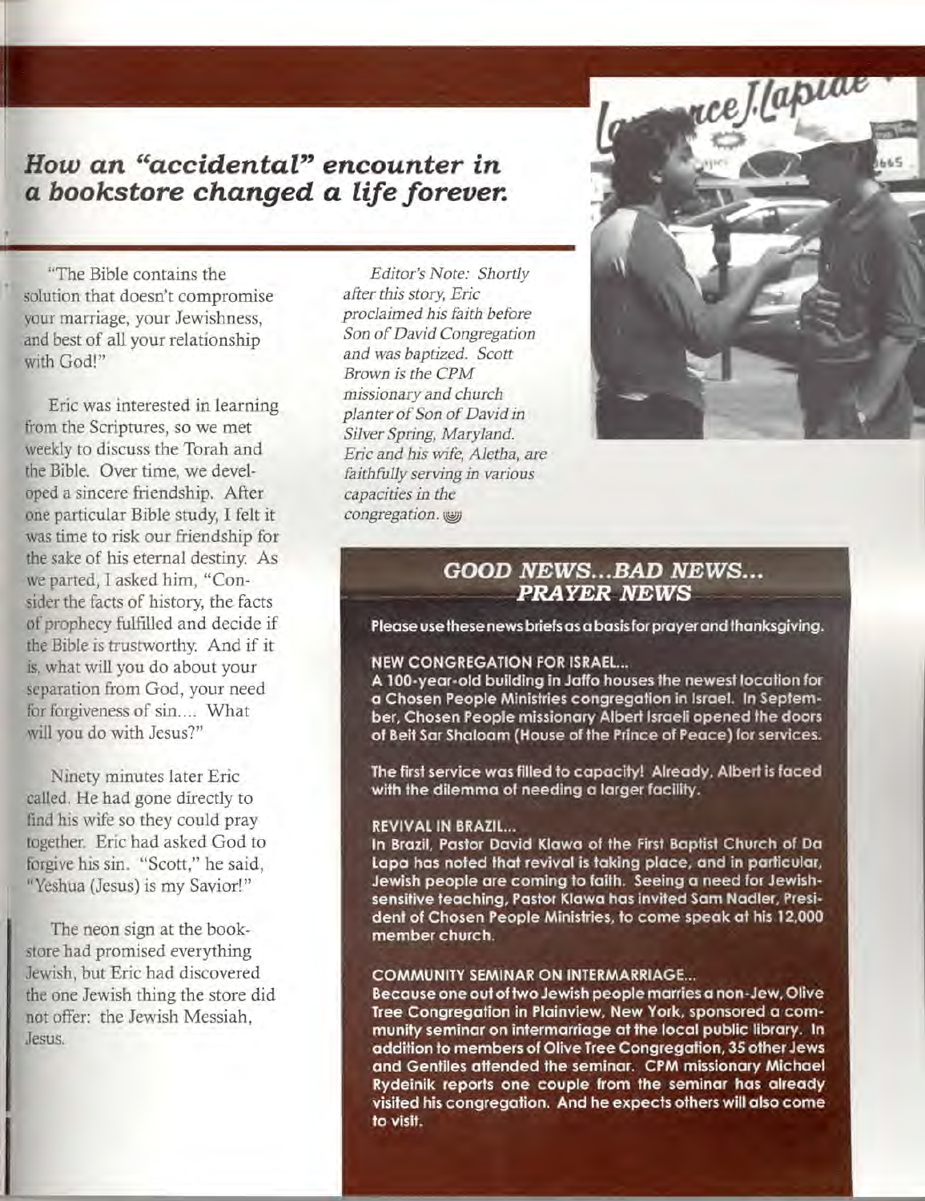## *How an "accidental" encounter in a bookstore changed a life forever.*

"The Bible contains the solution that doesn't compromise your marriage, your Jewishness, and best of all your relationship with God!"

Eric was interested in learning from the Scriptures, so we met weekly to discuss the Torah and the Bible. Over time, we developed a sincere friendship. After one particular Bible study, I felt it was time to risk our friendship for the sake of his eternal destiny. As we parted, I asked him, "Consider the facts of history, the facts of prophecy fulfilled and decide if the Bible is trustworthy. And if it is, what will you do about your separation from God, your need for forgiveness of sin.... What will you do with Jesus?"

Ninety minutes later Eric called. He had gone directly to find his wife so they could pray together. Eric had asked God to forgive his sin. "Scott," he said, "Yeshua (Jesus) is my Savior!"

The neon sign at the bookstore had promised everything Jewish, but Eric had discovered the one Jewish thing the store did not offer: the Jewish Messiah, Jesus.

*Editor's Note: Shortly after this story, Eric proclaimed his faith before Son of David Congregation and was baptized. Scott Brown is the CPM missionary and church planter of Son of David in Silver Spring, Maryland. Eric and his wife, Aletha, are faithfully serving in various capacities in the congregation.*

## *GOOD NEWS...BAD NEWS... PRAYER NEWS*

**Please use these news briefs as a basis for prayer and thanksgiving.**

**NEW CONGREGATION FOR ISRAEL...**

**A 100-year-old building in Jaffo houses the newest location for a Chosen People Ministries congregation in Israel. In September, Chosen People missionary Albert Israeli opened the doors of Beit Sar Shaloam (House of the Prince of Peace) for services.**

**The first service was filled to capacity! Already, Albert is faced with the dilemma of needing a larger facility.**

**REVIVAL IN BRAZIL...**

**In Brazil, Pastor David Klawa of the First Baptist Church of Da Lapa has noted that revival is taking place, and in particular, Jewish people are coming to faith. Seeing a need for Jewish-sensitive teaching, Pastor Klawa has invited Sam Nadler, President of Chosen People Ministries, to come speak at his 12,000 member church.**

**COMMUNITY SEMINAR ON INTERMARRIAGE...**

**Because one out of two Jewish people marries a non-Jew, Olive Tree Congregation in Plainview, New York, sponsored a community seminar on intermarriage at the local public library. In addition to members of Olive Tree Congregation, 35 other Jews and Gentiles attended the seminar. CPM missionary Michael Rydelnik reports one couple from the seminar has already visited his congregation. And he expects others will also come to visit.**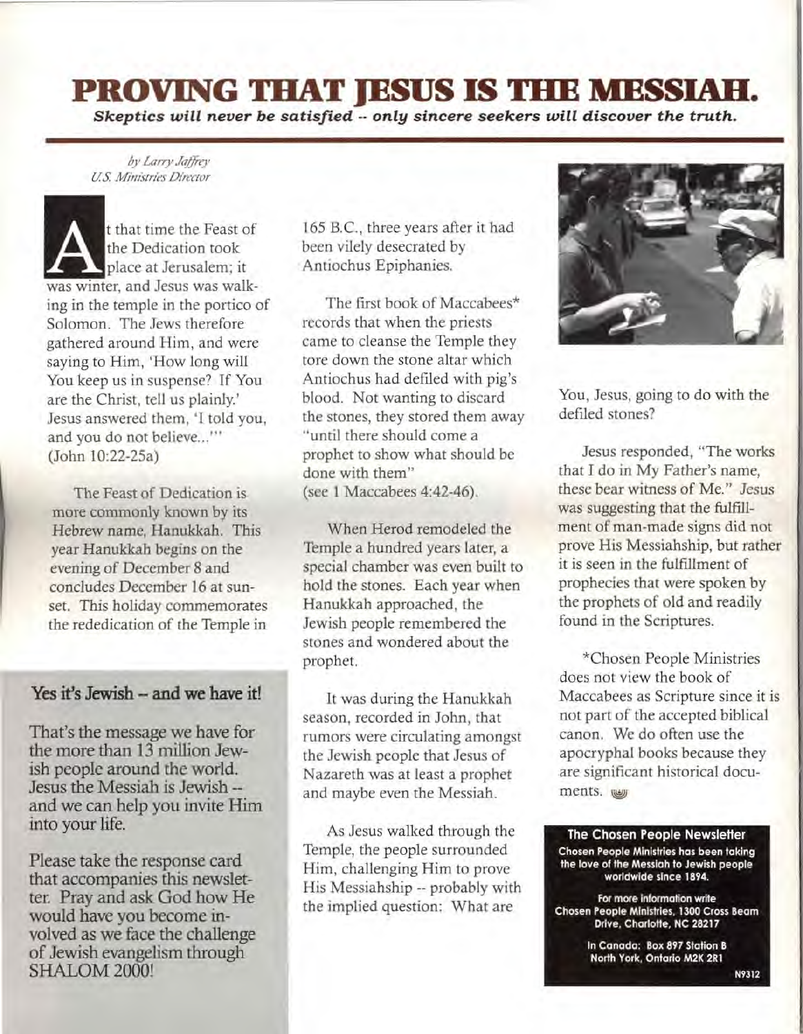# PROVING THAT JESUS IS THE MESSIAH.

***Skeptics will never be satisfied -- only sincere seekers will discover the truth.***

*by Larry Jaffrey*
*U.S. Ministries Director*

"At that time the Feast of the Dedication took place at Jerusalem; it was winter, and Jesus was walking in the temple in the portico of Solomon. The Jews therefore gathered around Him, and were saying to Him, 'How long will You keep us in suspense? If You are the Christ, tell us plainly.' Jesus answered them, 'I told you, and you do not believe...'" (John 10:22-25a)

The Feast of Dedication is more commonly known by its Hebrew name, Hanukkah. This year Hanukkah begins on the evening of December 8 and concludes December 16 at sunset. This holiday commemorates the rededication of the Temple in 165 B.C., three years after it had been vilely desecrated by Antiochus Epiphanies.

The first book of Maccabees* records that when the priests came to cleanse the Temple they tore down the stone altar which Antiochus had defiled with pig's blood. Not wanting to discard the stones, they stored them away "until there should come a prophet to show what should be done with them" (see 1 Maccabees 4:42-46).

When Herod remodeled the Temple a hundred years later, a special chamber was even built to hold the stones. Each year when Hanukkah approached, the Jewish people remembered the stones and wondered about the prophet.

It was during the Hanukkah season, recorded in John, that rumors were circulating amongst the Jewish people that Jesus of Nazareth was at least a prophet and maybe even the Messiah.

As Jesus walked through the Temple, the people surrounded Him, challenging Him to prove His Messiahship -- probably with the implied question: What are You, Jesus, going to do with the defiled stones?

Jesus responded, "The works that I do in My Father's name, these bear witness of Me." Jesus was suggesting that the fulfillment of man-made signs did not prove His Messiahship, but rather it is seen in the fulfillment of prophecies that were spoken by the prophets of old and readily found in the Scriptures.

*Chosen People Ministries does not view the book of Maccabees as Scripture since it is not part of the accepted biblical canon. We do often use the apocryphal books because they are significant historical documents.

## Yes it's Jewish -- and we have it!

That's the message we have for the more than 13 million Jewish people around the world. Jesus the Messiah is Jewish -- and we can help you invite Him into your life.

Please take the response card that accompanies this newsletter. Pray and ask God how He would have you become involved as we face the challenge of Jewish evangelism through SHALOM 2000!

**The Chosen People Newsletter**

Chosen People Ministries has been taking the love of the Messiah to Jewish people worldwide since 1894.

For more information write Chosen People Ministries, 1300 Cross Beam Drive, Charlotte, NC 28217

In Canada: Box 897 Station B North York, Ontario M2K 2R1

N9312